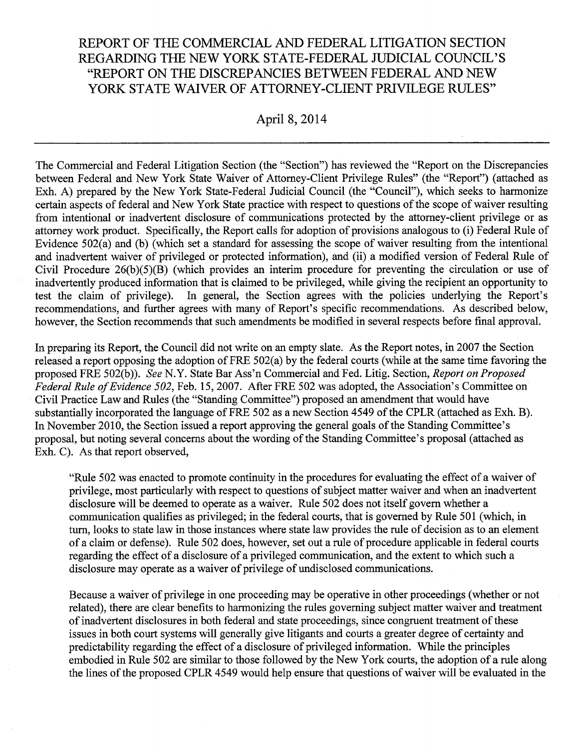# REPORT OF THE COMMERCIAL AND FEDERAL LITIGATION SECTION REGARDING THE NEW YORK STATE-FEDERAL JUDICIAL COUNCIL'S "REPORT ON THE DISCREPANCIES BETWEEN FEDERAL AND NEW YORK STATE WAIVER OF ATTORNEY-CLIENT PRIVILEGE RULES"

April 8, 2014

---

The Commercial and Federal Litigation Section (the "Section") has reviewed the "Report on the Discrepancies between Federal and New York State Waiver of Attorney-Client Privilege Rules" (the "Report") (attached as Exh. A) prepared by the New York State-Federal Judicial Council (the "Council"), which seeks to harmonize certain aspects of federal and New York State practice with respect to questions of the scope of waiver resulting from intentional or inadvertent disclosure of communications protected by the attorney-client privilege or as attorney work product. Specifically, the Report calls for adoption of provisions analogous to (i) Federal Rule of Evidence 502(a) and (b) (which set a standard for assessing the scope of waiver resulting from the intentional and inadvertent waiver of privileged or protected information), and (ii) a modified version of Federal Rule of Civil Procedure 26(b)(5)(B) (which provides an interim procedure for preventing the circulation or use of inadvertently produced information that is claimed to be privileged, while giving the recipient an opportunity to test the claim of privilege). In general, the Section agrees with the policies underlying the Report's recommendations, and further agrees with many of Report's specific recommendations. As described below, however, the Section recommends that such amendments be modified in several respects before final approval.

In preparing its Report, the Council did not write on an empty slate. As the Report notes, in 2007 the Section released a report opposing the adoption of FRE 502(a) by the federal courts (while at the same time favoring the proposed FRE 502(b)). *See* N.Y. State Bar Ass'n Commercial and Fed. Litig. Section, *Report on Proposed Federal Rule of Evidence 502*, Feb. 15, 2007. After FRE 502 was adopted, the Association's Committee on Civil Practice Law and Rules (the "Standing Committee") proposed an amendment that would have substantially incorporated the language of FRE 502 as a new Section 4549 of the CPLR (attached as Exh. B). In November 2010, the Section issued a report approving the general goals of the Standing Committee's proposal, but noting several concerns about the wording of the Standing Committee's proposal (attached as Exh. C). As that report observed,

> "Rule 502 was enacted to promote continuity in the procedures for evaluating the effect of a waiver of privilege, most particularly with respect to questions of subject matter waiver and when an inadvertent disclosure will be deemed to operate as a waiver. Rule 502 does not itself govern whether a communication qualifies as privileged; in the federal courts, that is governed by Rule 501 (which, in turn, looks to state law in those instances where state law provides the rule of decision as to an element of a claim or defense). Rule 502 does, however, set out a rule of procedure applicable in federal courts regarding the effect of a disclosure of a privileged communication, and the extent to which such a disclosure may operate as a waiver of privilege of undisclosed communications.
>
> Because a waiver of privilege in one proceeding may be operative in other proceedings (whether or not related), there are clear benefits to harmonizing the rules governing subject matter waiver and treatment of inadvertent disclosures in both federal and state proceedings, since congruent treatment of these issues in both court systems will generally give litigants and courts a greater degree of certainty and predictability regarding the effect of a disclosure of privileged information. While the principles embodied in Rule 502 are similar to those followed by the New York courts, the adoption of a rule along the lines of the proposed CPLR 4549 would help ensure that questions of waiver will be evaluated in the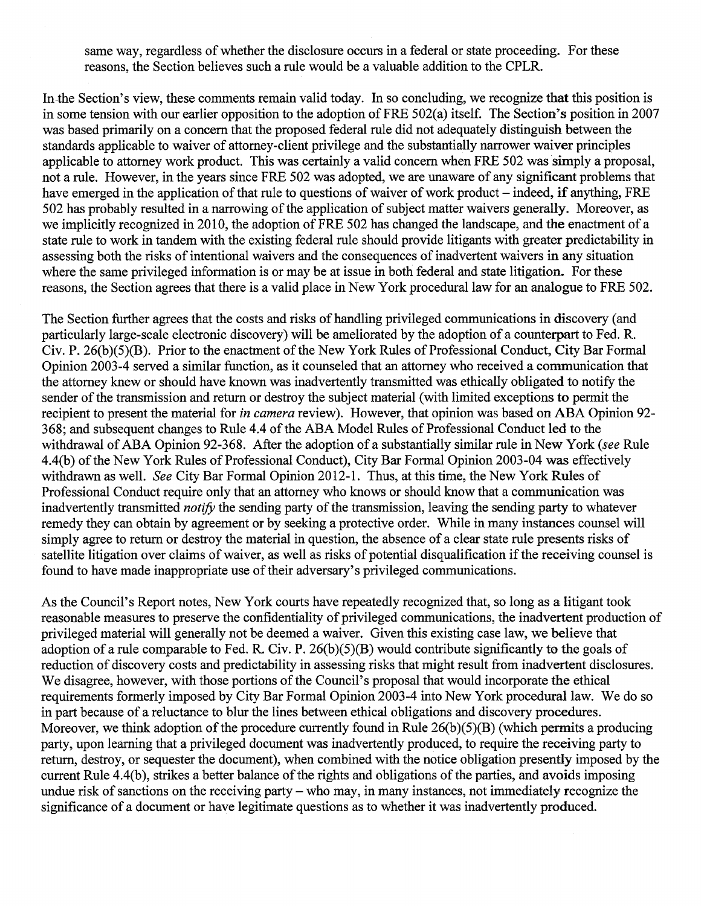same way, regardless of whether the disclosure occurs in a federal or state proceeding. For these reasons, the Section believes such a rule would be a valuable addition to the CPLR.

In the Section's view, these comments remain valid today. In so concluding, we recognize that this position is in some tension with our earlier opposition to the adoption of FRE 502(a) itself. The Section's position in 2007 was based primarily on a concern that the proposed federal rule did not adequately distinguish between the standards applicable to waiver of attorney-client privilege and the substantially narrower waiver principles applicable to attorney work product. This was certainly a valid concern when FRE 502 was simply a proposal, not a rule. However, in the years since FRE 502 was adopted, we are unaware of any significant problems that have emerged in the application of that rule to questions of waiver of work product – indeed, if anything, FRE 502 has probably resulted in a narrowing of the application of subject matter waivers generally. Moreover, as we implicitly recognized in 2010, the adoption of FRE 502 has changed the landscape, and the enactment of a state rule to work in tandem with the existing federal rule should provide litigants with greater predictability in assessing both the risks of intentional waivers and the consequences of inadvertent waivers in any situation where the same privileged information is or may be at issue in both federal and state litigation. For these reasons, the Section agrees that there is a valid place in New York procedural law for an analogue to FRE 502.

The Section further agrees that the costs and risks of handling privileged communications in discovery (and particularly large-scale electronic discovery) will be ameliorated by the adoption of a counterpart to Fed. R. Civ. P. 26(b)(5)(B). Prior to the enactment of the New York Rules of Professional Conduct, City Bar Formal Opinion 2003-4 served a similar function, as it counseled that an attorney who received a communication that the attorney knew or should have known was inadvertently transmitted was ethically obligated to notify the sender of the transmission and return or destroy the subject material (with limited exceptions to permit the recipient to present the material for *in camera* review). However, that opinion was based on ABA Opinion 92-368; and subsequent changes to Rule 4.4 of the ABA Model Rules of Professional Conduct led to the withdrawal of ABA Opinion 92-368. After the adoption of a substantially similar rule in New York (*see* Rule 4.4(b) of the New York Rules of Professional Conduct), City Bar Formal Opinion 2003-04 was effectively withdrawn as well. *See* City Bar Formal Opinion 2012-1. Thus, at this time, the New York Rules of Professional Conduct require only that an attorney who knows or should know that a communication was inadvertently transmitted *notify* the sending party of the transmission, leaving the sending party to whatever remedy they can obtain by agreement or by seeking a protective order. While in many instances counsel will simply agree to return or destroy the material in question, the absence of a clear state rule presents risks of satellite litigation over claims of waiver, as well as risks of potential disqualification if the receiving counsel is found to have made inappropriate use of their adversary's privileged communications.

As the Council's Report notes, New York courts have repeatedly recognized that, so long as a litigant took reasonable measures to preserve the confidentiality of privileged communications, the inadvertent production of privileged material will generally not be deemed a waiver. Given this existing case law, we believe that adoption of a rule comparable to Fed. R. Civ. P. 26(b)(5)(B) would contribute significantly to the goals of reduction of discovery costs and predictability in assessing risks that might result from inadvertent disclosures. We disagree, however, with those portions of the Council's proposal that would incorporate the ethical requirements formerly imposed by City Bar Formal Opinion 2003-4 into New York procedural law. We do so in part because of a reluctance to blur the lines between ethical obligations and discovery procedures. Moreover, we think adoption of the procedure currently found in Rule 26(b)(5)(B) (which permits a producing party, upon learning that a privileged document was inadvertently produced, to require the receiving party to return, destroy, or sequester the document), when combined with the notice obligation presently imposed by the current Rule 4.4(b), strikes a better balance of the rights and obligations of the parties, and avoids imposing undue risk of sanctions on the receiving party – who may, in many instances, not immediately recognize the significance of a document or have legitimate questions as to whether it was inadvertently produced.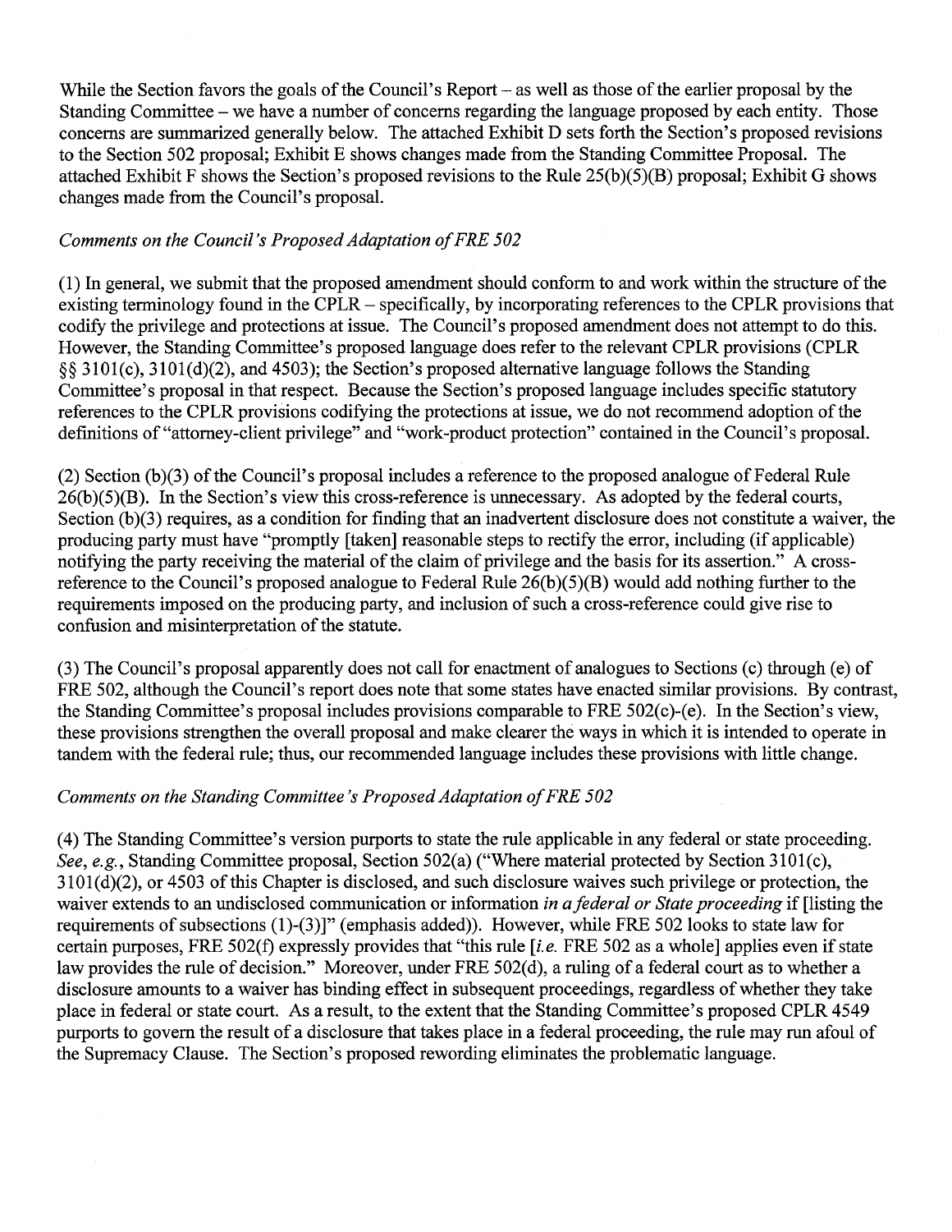While the Section favors the goals of the Council's Report – as well as those of the earlier proposal by the Standing Committee – we have a number of concerns regarding the language proposed by each entity. Those concerns are summarized generally below. The attached Exhibit D sets forth the Section's proposed revisions to the Section 502 proposal; Exhibit E shows changes made from the Standing Committee Proposal. The attached Exhibit F shows the Section's proposed revisions to the Rule 25(b)(5)(B) proposal; Exhibit G shows changes made from the Council's proposal.

*Comments on the Council's Proposed Adaptation of FRE 502*

(1) In general, we submit that the proposed amendment should conform to and work within the structure of the existing terminology found in the CPLR – specifically, by incorporating references to the CPLR provisions that codify the privilege and protections at issue. The Council's proposed amendment does not attempt to do this. However, the Standing Committee's proposed language does refer to the relevant CPLR provisions (CPLR §§ 3101(c), 3101(d)(2), and 4503); the Section's proposed alternative language follows the Standing Committee's proposal in that respect. Because the Section's proposed language includes specific statutory references to the CPLR provisions codifying the protections at issue, we do not recommend adoption of the definitions of "attorney-client privilege" and "work-product protection" contained in the Council's proposal.

(2) Section (b)(3) of the Council's proposal includes a reference to the proposed analogue of Federal Rule 26(b)(5)(B). In the Section's view this cross-reference is unnecessary. As adopted by the federal courts, Section (b)(3) requires, as a condition for finding that an inadvertent disclosure does not constitute a waiver, the producing party must have "promptly [taken] reasonable steps to rectify the error, including (if applicable) notifying the party receiving the material of the claim of privilege and the basis for its assertion." A cross-reference to the Council's proposed analogue to Federal Rule 26(b)(5)(B) would add nothing further to the requirements imposed on the producing party, and inclusion of such a cross-reference could give rise to confusion and misinterpretation of the statute.

(3) The Council's proposal apparently does not call for enactment of analogues to Sections (c) through (e) of FRE 502, although the Council's report does note that some states have enacted similar provisions. By contrast, the Standing Committee's proposal includes provisions comparable to FRE 502(c)-(e). In the Section's view, these provisions strengthen the overall proposal and make clearer the ways in which it is intended to operate in tandem with the federal rule; thus, our recommended language includes these provisions with little change.

*Comments on the Standing Committee's Proposed Adaptation of FRE 502*

(4) The Standing Committee's version purports to state the rule applicable in any federal or state proceeding. *See, e.g.*, Standing Committee proposal, Section 502(a) ("Where material protected by Section 3101(c), 3101(d)(2), or 4503 of this Chapter is disclosed, and such disclosure waives such privilege or protection, the waiver extends to an undisclosed communication or information *in a federal or State proceeding* if [listing the requirements of subsections (1)-(3)]" (emphasis added)). However, while FRE 502 looks to state law for certain purposes, FRE 502(f) expressly provides that "this rule [*i.e.* FRE 502 as a whole] applies even if state law provides the rule of decision." Moreover, under FRE 502(d), a ruling of a federal court as to whether a disclosure amounts to a waiver has binding effect in subsequent proceedings, regardless of whether they take place in federal or state court. As a result, to the extent that the Standing Committee's proposed CPLR 4549 purports to govern the result of a disclosure that takes place in a federal proceeding, the rule may run afoul of the Supremacy Clause. The Section's proposed rewording eliminates the problematic language.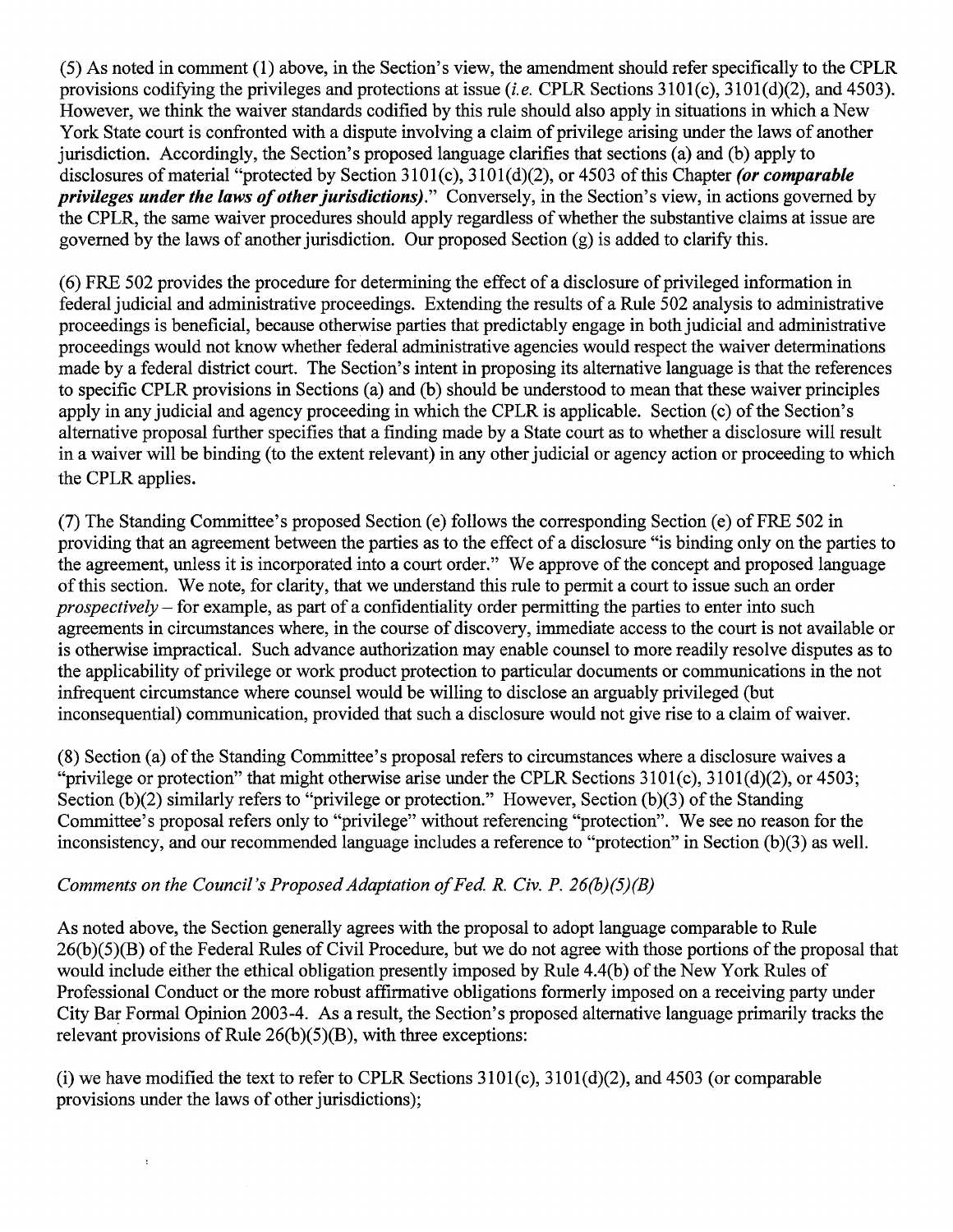(5) As noted in comment (1) above, in the Section's view, the amendment should refer specifically to the CPLR provisions codifying the privileges and protections at issue (*i.e.* CPLR Sections 3101(c), 3101(d)(2), and 4503). However, we think the waiver standards codified by this rule should also apply in situations in which a New York State court is confronted with a dispute involving a claim of privilege arising under the laws of another jurisdiction. Accordingly, the Section's proposed language clarifies that sections (a) and (b) apply to disclosures of material "protected by Section 3101(c), 3101(d)(2), or 4503 of this Chapter ***(or comparable privileges under the laws of other jurisdictions)***." Conversely, in the Section's view, in actions governed by the CPLR, the same waiver procedures should apply regardless of whether the substantive claims at issue are governed by the laws of another jurisdiction. Our proposed Section (g) is added to clarify this.

(6) FRE 502 provides the procedure for determining the effect of a disclosure of privileged information in federal judicial and administrative proceedings. Extending the results of a Rule 502 analysis to administrative proceedings is beneficial, because otherwise parties that predictably engage in both judicial and administrative proceedings would not know whether federal administrative agencies would respect the waiver determinations made by a federal district court. The Section's intent in proposing its alternative language is that the references to specific CPLR provisions in Sections (a) and (b) should be understood to mean that these waiver principles apply in any judicial and agency proceeding in which the CPLR is applicable. Section (c) of the Section's alternative proposal further specifies that a finding made by a State court as to whether a disclosure will result in a waiver will be binding (to the extent relevant) in any other judicial or agency action or proceeding to which the CPLR applies.

(7) The Standing Committee's proposed Section (e) follows the corresponding Section (e) of FRE 502 in providing that an agreement between the parties as to the effect of a disclosure "is binding only on the parties to the agreement, unless it is incorporated into a court order." We approve of the concept and proposed language of this section. We note, for clarity, that we understand this rule to permit a court to issue such an order *prospectively* – for example, as part of a confidentiality order permitting the parties to enter into such agreements in circumstances where, in the course of discovery, immediate access to the court is not available or is otherwise impractical. Such advance authorization may enable counsel to more readily resolve disputes as to the applicability of privilege or work product protection to particular documents or communications in the not infrequent circumstance where counsel would be willing to disclose an arguably privileged (but inconsequential) communication, provided that such a disclosure would not give rise to a claim of waiver.

(8) Section (a) of the Standing Committee's proposal refers to circumstances where a disclosure waives a "privilege or protection" that might otherwise arise under the CPLR Sections 3101(c), 3101(d)(2), or 4503; Section (b)(2) similarly refers to "privilege or protection." However, Section (b)(3) of the Standing Committee's proposal refers only to "privilege" without referencing "protection". We see no reason for the inconsistency, and our recommended language includes a reference to "protection" in Section (b)(3) as well.

*Comments on the Council's Proposed Adaptation of Fed. R. Civ. P. 26(b)(5)(B)*

As noted above, the Section generally agrees with the proposal to adopt language comparable to Rule 26(b)(5)(B) of the Federal Rules of Civil Procedure, but we do not agree with those portions of the proposal that would include either the ethical obligation presently imposed by Rule 4.4(b) of the New York Rules of Professional Conduct or the more robust affirmative obligations formerly imposed on a receiving party under City Bar Formal Opinion 2003-4. As a result, the Section's proposed alternative language primarily tracks the relevant provisions of Rule 26(b)(5)(B), with three exceptions:

(i) we have modified the text to refer to CPLR Sections 3101(c), 3101(d)(2), and 4503 (or comparable provisions under the laws of other jurisdictions);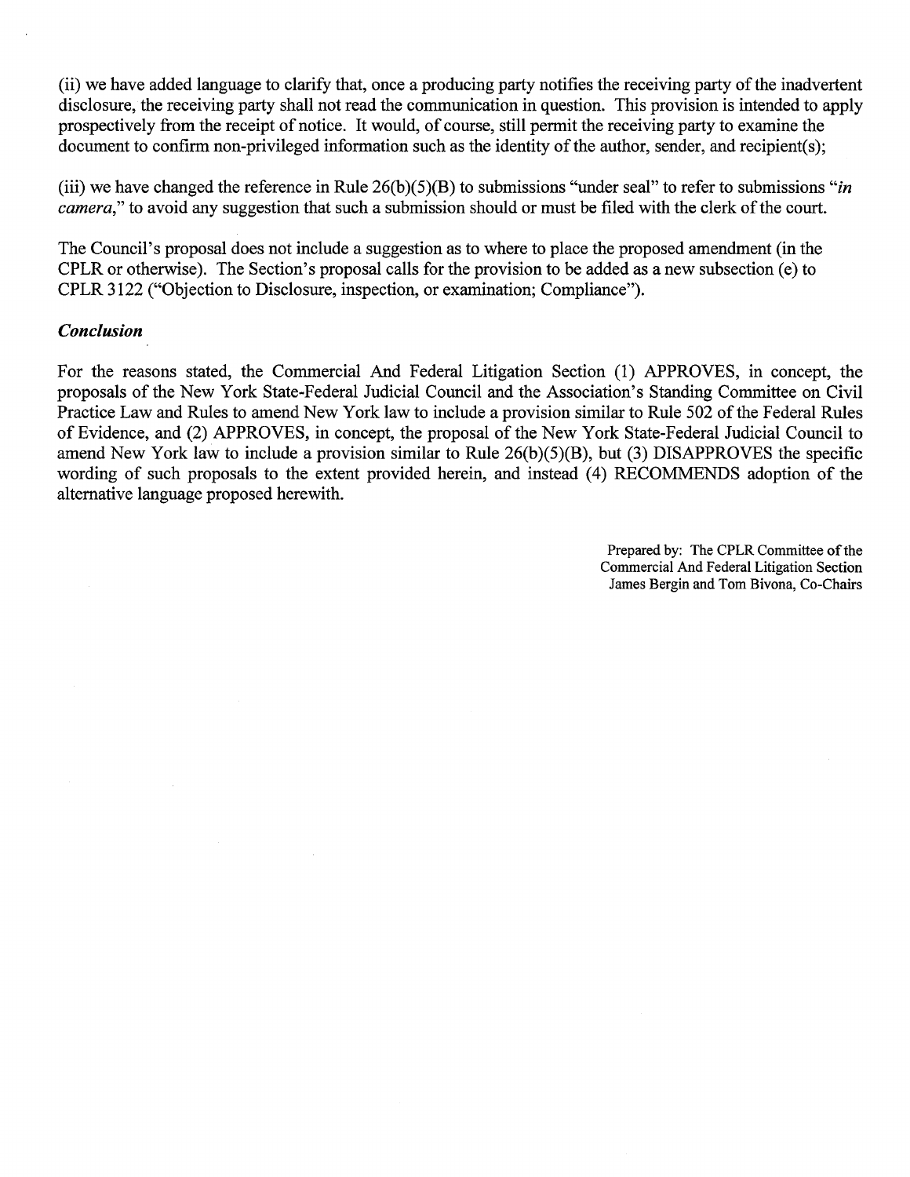(ii) we have added language to clarify that, once a producing party notifies the receiving party of the inadvertent disclosure, the receiving party shall not read the communication in question. This provision is intended to apply prospectively from the receipt of notice. It would, of course, still permit the receiving party to examine the document to confirm non-privileged information such as the identity of the author, sender, and recipient(s);

(iii) we have changed the reference in Rule 26(b)(5)(B) to submissions "under seal" to refer to submissions "*in camera*," to avoid any suggestion that such a submission should or must be filed with the clerk of the court.

The Council's proposal does not include a suggestion as to where to place the proposed amendment (in the CPLR or otherwise). The Section's proposal calls for the provision to be added as a new subsection (e) to CPLR 3122 ("Objection to Disclosure, inspection, or examination; Compliance").

### *Conclusion*

For the reasons stated, the Commercial And Federal Litigation Section (1) APPROVES, in concept, the proposals of the New York State-Federal Judicial Council and the Association's Standing Committee on Civil Practice Law and Rules to amend New York law to include a provision similar to Rule 502 of the Federal Rules of Evidence, and (2) APPROVES, in concept, the proposal of the New York State-Federal Judicial Council to amend New York law to include a provision similar to Rule 26(b)(5)(B), but (3) DISAPPROVES the specific wording of such proposals to the extent provided herein, and instead (4) RECOMMENDS adoption of the alternative language proposed herewith.

Prepared by: The CPLR Committee of the
Commercial And Federal Litigation Section
James Bergin and Tom Bivona, Co-Chairs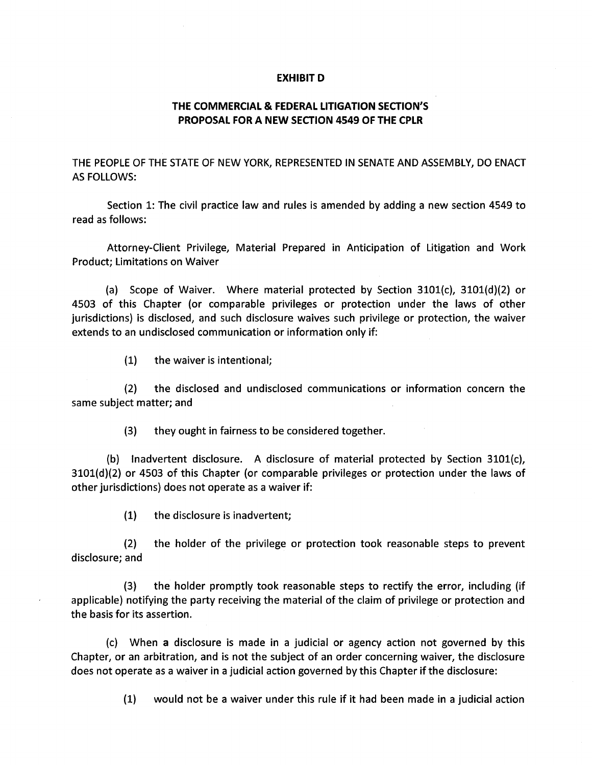**EXHIBIT D**

**THE COMMERCIAL & FEDERAL LITIGATION SECTION'S PROPOSAL FOR A NEW SECTION 4549 OF THE CPLR**

THE PEOPLE OF THE STATE OF NEW YORK, REPRESENTED IN SENATE AND ASSEMBLY, DO ENACT AS FOLLOWS:

Section 1: The civil practice law and rules is amended by adding a new section 4549 to read as follows:

Attorney-Client Privilege, Material Prepared in Anticipation of Litigation and Work Product; Limitations on Waiver

(a) Scope of Waiver. Where material protected by Section 3101(c), 3101(d)(2) or 4503 of this Chapter (or comparable privileges or protection under the laws of other jurisdictions) is disclosed, and such disclosure waives such privilege or protection, the waiver extends to an undisclosed communication or information only if:

(1) the waiver is intentional;

(2) the disclosed and undisclosed communications or information concern the same subject matter; and

(3) they ought in fairness to be considered together.

(b) Inadvertent disclosure. A disclosure of material protected by Section 3101(c), 3101(d)(2) or 4503 of this Chapter (or comparable privileges or protection under the laws of other jurisdictions) does not operate as a waiver if:

(1) the disclosure is inadvertent;

(2) the holder of the privilege or protection took reasonable steps to prevent disclosure; and

(3) the holder promptly took reasonable steps to rectify the error, including (if applicable) notifying the party receiving the material of the claim of privilege or protection and the basis for its assertion.

(c) When a disclosure is made in a judicial or agency action not governed by this Chapter, or an arbitration, and is not the subject of an order concerning waiver, the disclosure does not operate as a waiver in a judicial action governed by this Chapter if the disclosure:

(1) would not be a waiver under this rule if it had been made in a judicial action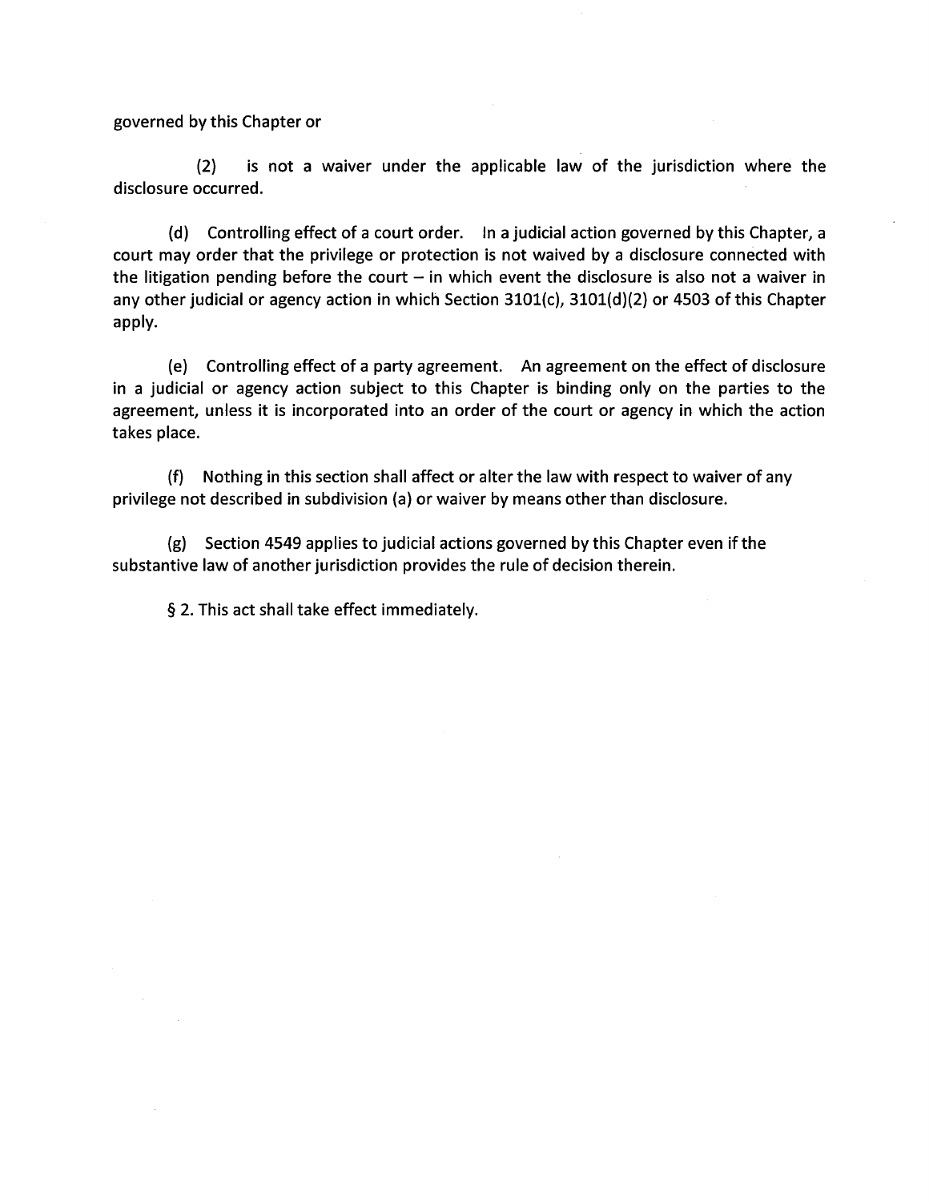governed by this Chapter or

(2) is not a waiver under the applicable law of the jurisdiction where the disclosure occurred.

(d) Controlling effect of a court order. In a judicial action governed by this Chapter, a court may order that the privilege or protection is not waived by a disclosure connected with the litigation pending before the court – in which event the disclosure is also not a waiver in any other judicial or agency action in which Section 3101(c), 3101(d)(2) or 4503 of this Chapter apply.

(e) Controlling effect of a party agreement. An agreement on the effect of disclosure in a judicial or agency action subject to this Chapter is binding only on the parties to the agreement, unless it is incorporated into an order of the court or agency in which the action takes place.

(f) Nothing in this section shall affect or alter the law with respect to waiver of any privilege not described in subdivision (a) or waiver by means other than disclosure.

(g) Section 4549 applies to judicial actions governed by this Chapter even if the substantive law of another jurisdiction provides the rule of decision therein.

§ 2. This act shall take effect immediately.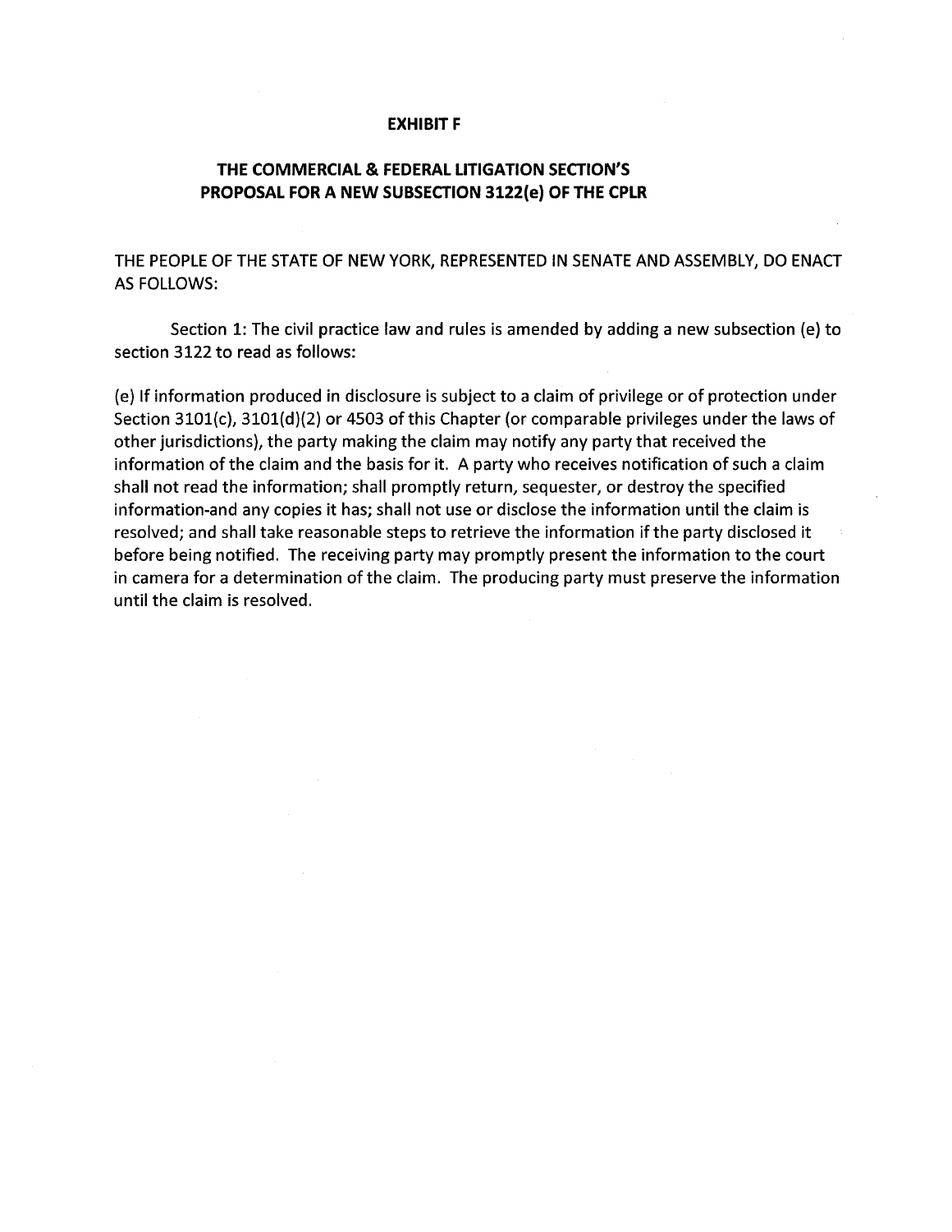**EXHIBIT F**

**THE COMMERCIAL & FEDERAL LITIGATION SECTION'S PROPOSAL FOR A NEW SUBSECTION 3122(e) OF THE CPLR**

THE PEOPLE OF THE STATE OF NEW YORK, REPRESENTED IN SENATE AND ASSEMBLY, DO ENACT AS FOLLOWS:

Section 1: The civil practice law and rules is amended by adding a new subsection (e) to section 3122 to read as follows:

(e) If information produced in disclosure is subject to a claim of privilege or of protection under Section 3101(c), 3101(d)(2) or 4503 of this Chapter (or comparable privileges under the laws of other jurisdictions), the party making the claim may notify any party that received the information of the claim and the basis for it. A party who receives notification of such a claim shall not read the information; shall promptly return, sequester, or destroy the specified information-and any copies it has; shall not use or disclose the information until the claim is resolved; and shall take reasonable steps to retrieve the information if the party disclosed it before being notified. The receiving party may promptly present the information to the court in camera for a determination of the claim. The producing party must preserve the information until the claim is resolved.